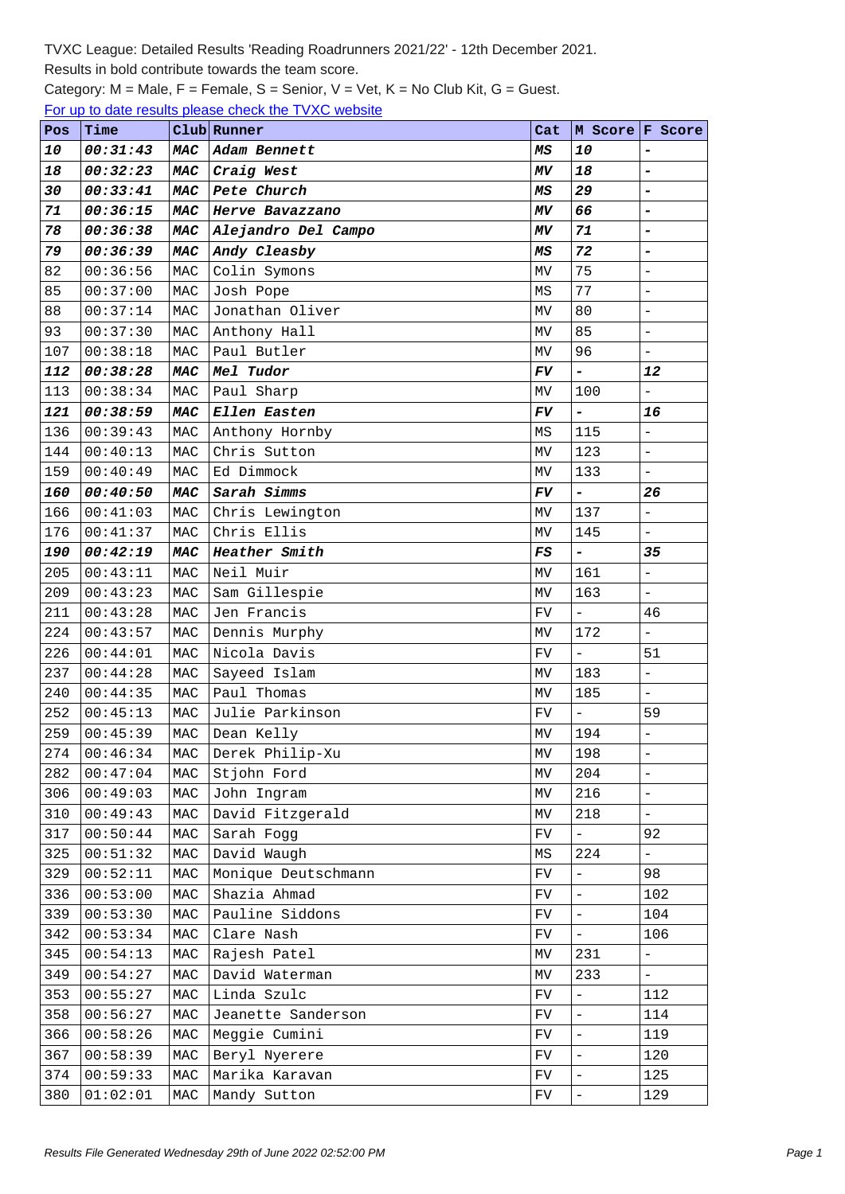TVXC League: Detailed Results 'Reading Roadrunners 2021/22' - 12th December 2021.

Results in bold contribute towards the team score.

Category: M = Male, F = Female, S = Senior, V = Vet, K = No Club Kit, G = Guest.

For up to date results please check the TVXC website

| Pos | Time | Club | Runner | Cat | M Score | F Score |
|---|---|---|---|---|---|---|
| **10** | **00:31:43** | **MAC** | **Adam Bennett** | **MS** | **10** | **-** |
| **18** | **00:32:23** | **MAC** | **Craig West** | **MV** | **18** | **-** |
| **30** | **00:33:41** | **MAC** | **Pete Church** | **MS** | **29** | **-** |
| **71** | **00:36:15** | **MAC** | **Herve Bavazzano** | **MV** | **66** | **-** |
| **78** | **00:36:38** | **MAC** | **Alejandro Del Campo** | **MV** | **71** | **-** |
| **79** | **00:36:39** | **MAC** | **Andy Cleasby** | **MS** | **72** | **-** |
| 82 | 00:36:56 | MAC | Colin Symons | MV | 75 | - |
| 85 | 00:37:00 | MAC | Josh Pope | MS | 77 | - |
| 88 | 00:37:14 | MAC | Jonathan Oliver | MV | 80 | - |
| 93 | 00:37:30 | MAC | Anthony Hall | MV | 85 | - |
| 107 | 00:38:18 | MAC | Paul Butler | MV | 96 | - |
| **112** | **00:38:28** | **MAC** | **Mel Tudor** | **FV** | **-** | **12** |
| 113 | 00:38:34 | MAC | Paul Sharp | MV | 100 | - |
| **121** | **00:38:59** | **MAC** | **Ellen Easten** | **FV** | **-** | **16** |
| 136 | 00:39:43 | MAC | Anthony Hornby | MS | 115 | - |
| 144 | 00:40:13 | MAC | Chris Sutton | MV | 123 | - |
| 159 | 00:40:49 | MAC | Ed Dimmock | MV | 133 | - |
| **160** | **00:40:50** | **MAC** | **Sarah Simms** | **FV** | **-** | **26** |
| 166 | 00:41:03 | MAC | Chris Lewington | MV | 137 | - |
| 176 | 00:41:37 | MAC | Chris Ellis | MV | 145 | - |
| **190** | **00:42:19** | **MAC** | **Heather Smith** | **FS** | **-** | **35** |
| 205 | 00:43:11 | MAC | Neil Muir | MV | 161 | - |
| 209 | 00:43:23 | MAC | Sam Gillespie | MV | 163 | - |
| 211 | 00:43:28 | MAC | Jen Francis | FV | - | 46 |
| 224 | 00:43:57 | MAC | Dennis Murphy | MV | 172 | - |
| 226 | 00:44:01 | MAC | Nicola Davis | FV | - | 51 |
| 237 | 00:44:28 | MAC | Sayeed Islam | MV | 183 | - |
| 240 | 00:44:35 | MAC | Paul Thomas | MV | 185 | - |
| 252 | 00:45:13 | MAC | Julie Parkinson | FV | - | 59 |
| 259 | 00:45:39 | MAC | Dean Kelly | MV | 194 | - |
| 274 | 00:46:34 | MAC | Derek Philip-Xu | MV | 198 | - |
| 282 | 00:47:04 | MAC | Stjohn Ford | MV | 204 | - |
| 306 | 00:49:03 | MAC | John Ingram | MV | 216 | - |
| 310 | 00:49:43 | MAC | David Fitzgerald | MV | 218 | - |
| 317 | 00:50:44 | MAC | Sarah Fogg | FV | - | 92 |
| 325 | 00:51:32 | MAC | David Waugh | MS | 224 | - |
| 329 | 00:52:11 | MAC | Monique Deutschmann | FV | - | 98 |
| 336 | 00:53:00 | MAC | Shazia Ahmad | FV | - | 102 |
| 339 | 00:53:30 | MAC | Pauline Siddons | FV | - | 104 |
| 342 | 00:53:34 | MAC | Clare Nash | FV | - | 106 |
| 345 | 00:54:13 | MAC | Rajesh Patel | MV | 231 | - |
| 349 | 00:54:27 | MAC | David Waterman | MV | 233 | - |
| 353 | 00:55:27 | MAC | Linda Szulc | FV | - | 112 |
| 358 | 00:56:27 | MAC | Jeanette Sanderson | FV | - | 114 |
| 366 | 00:58:26 | MAC | Meggie Cumini | FV | - | 119 |
| 367 | 00:58:39 | MAC | Beryl Nyerere | FV | - | 120 |
| 374 | 00:59:33 | MAC | Marika Karavan | FV | - | 125 |
| 380 | 01:02:01 | MAC | Mandy Sutton | FV | - | 129 |

Results File Generated Wednesday 29th of June 2022 02:52:00 PM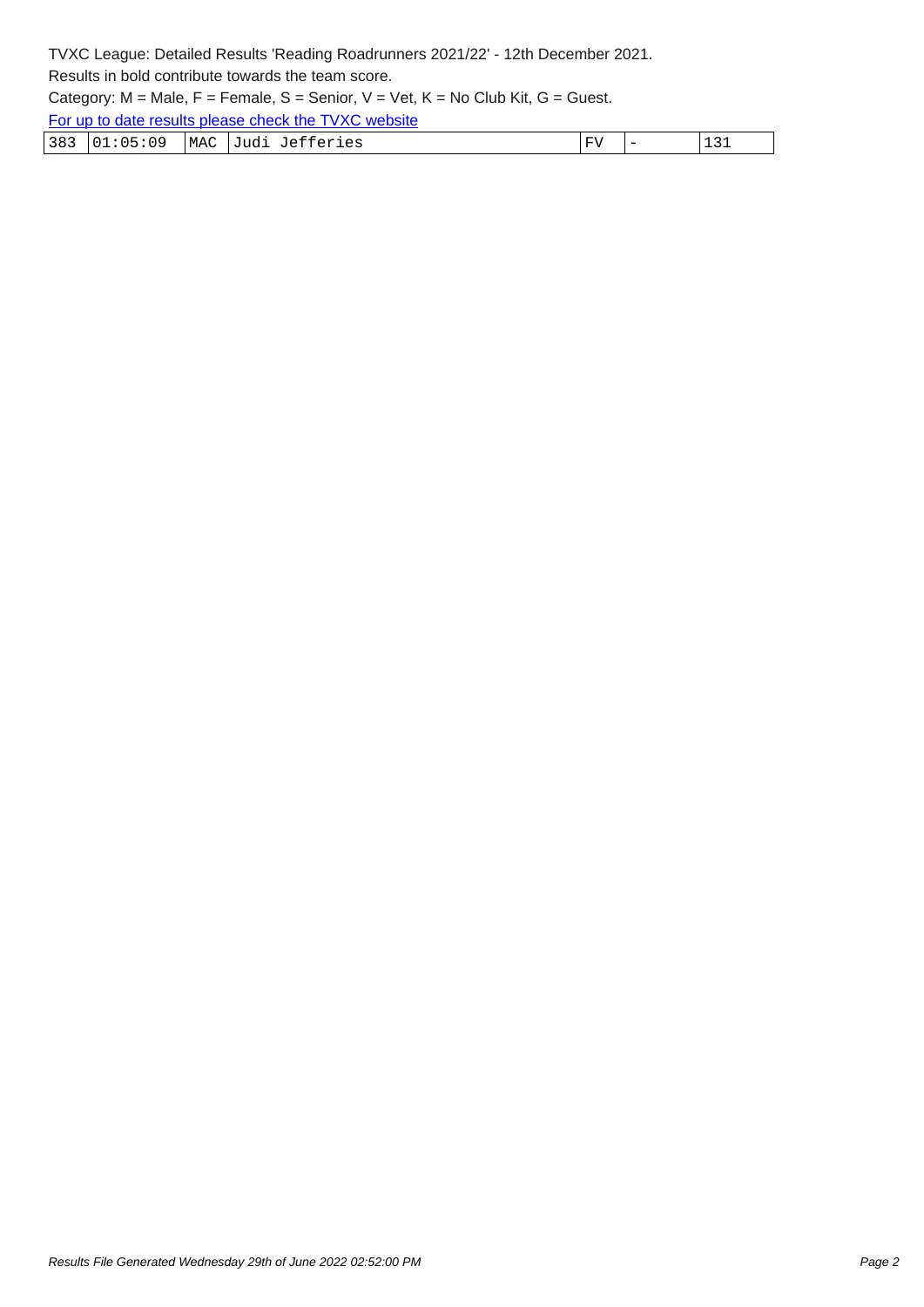TVXC League: Detailed Results 'Reading Roadrunners 2021/22' - 12th December 2021.

Results in bold contribute towards the team score.

Category: M = Male, F = Female, S = Senior, V = Vet, K = No Club Kit, G = Guest.

For up to date results please check the TVXC website

| | | | | | | |
|---|---|---|---|---|---|---|
| 383 | 01:05:09 | MAC | Judi Jefferies | FV | - | 131 |

*Results File Generated Wednesday 29th of June 2022 02:52:00 PM*